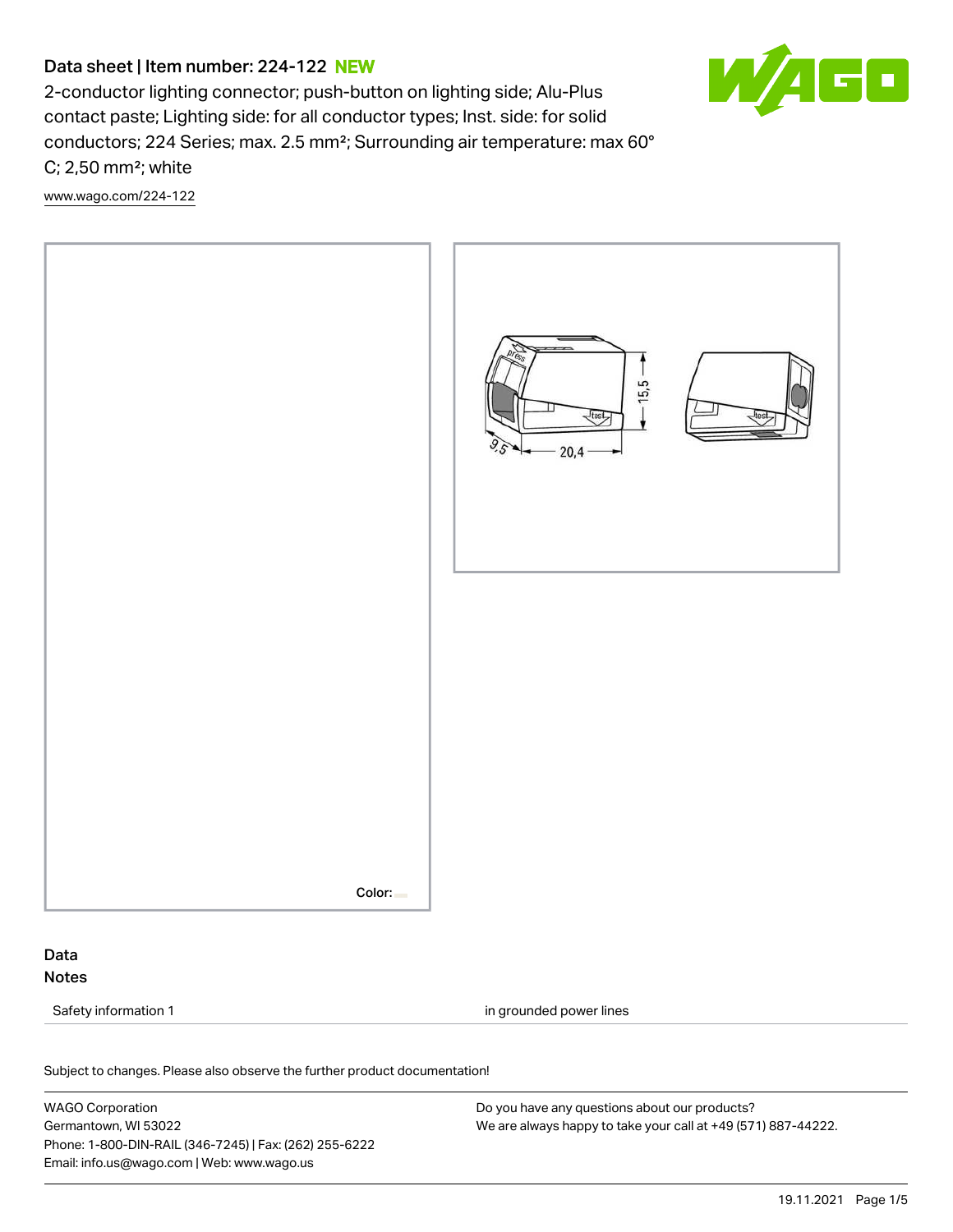# Data sheet | Item number: 224-122 NEW

2-conductor lighting connector; push-button on lighting side; Alu-Plus contact paste; Lighting side: for all conductor types; Inst. side: for solid conductors; 224 Series; max. 2.5 mm²; Surrounding air temperature: max 60° C; 2,50 mm²; white

www.wago.com/224-122

Color:

## Data

### Notes

| Safety information 1 | in grounded power lines |
| --- | --- |

Subject to changes. Please also observe the further product documentation!

WAGO Corporation
Germantown, WI 53022
Phone: 1-800-DIN-RAIL (346-7245) | Fax: (262) 255-6222
Email: info.us@wago.com | Web: www.wago.us

Do you have any questions about our products?
We are always happy to take your call at +49 (571) 887-44222.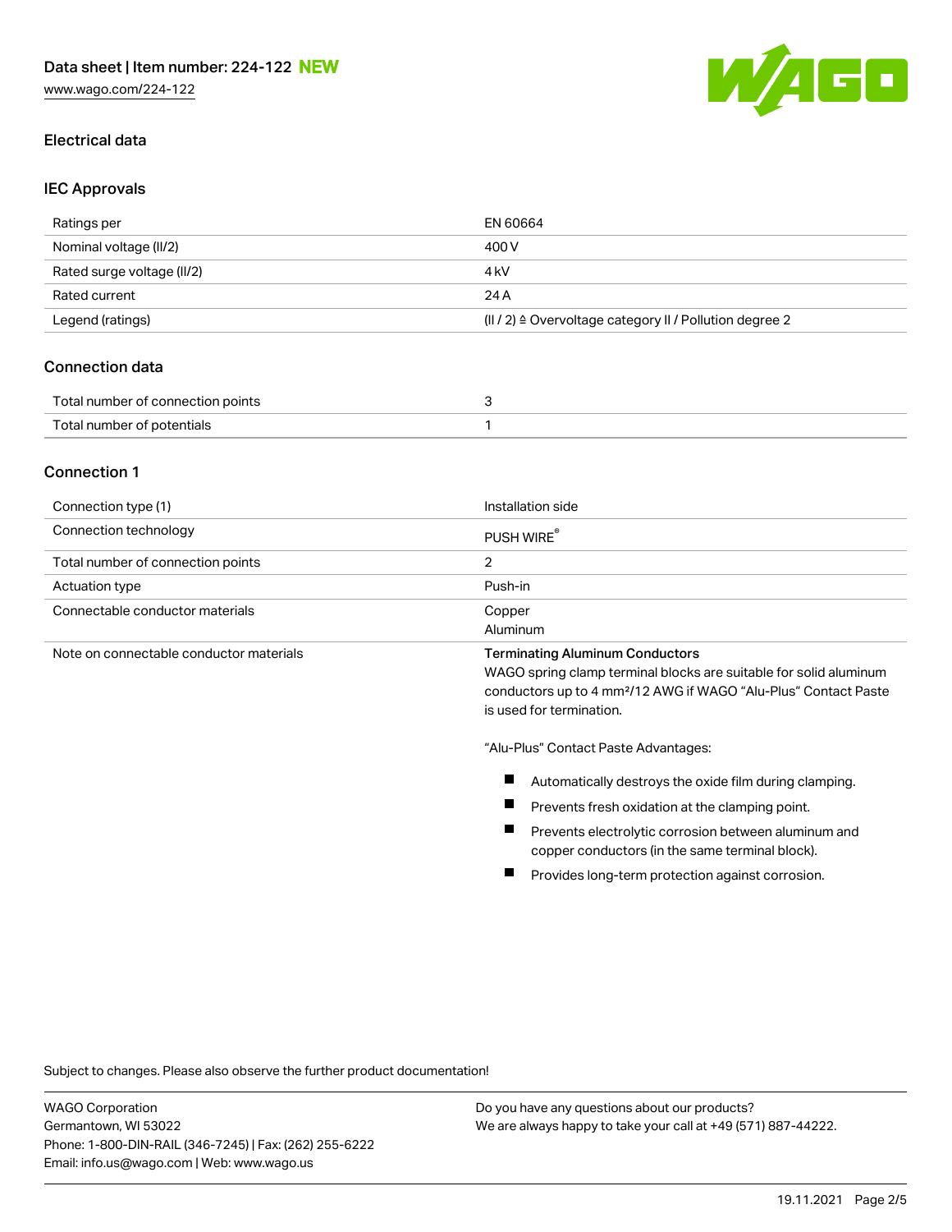## Electrical data

### IEC Approvals

| | |
|---|---|
| Ratings per | EN 60664 |
| Nominal voltage (II/2) | 400 V |
| Rated surge voltage (II/2) | 4 kV |
| Rated current | 24 A |
| Legend (ratings) | (II / 2) ≙ Overvoltage category II / Pollution degree 2 |

### Connection data

| | |
|---|---|
| Total number of connection points | 3 |
| Total number of potentials | 1 |

### Connection 1

| | |
|---|---|
| Connection type (1) | Installation side |
| Connection technology | PUSH WIRE® |
| Total number of connection points | 2 |
| Actuation type | Push-in |
| Connectable conductor materials | Copper<br>Aluminum |
| Note on connectable conductor materials | **Terminating Aluminum Conductors**<br>WAGO spring clamp terminal blocks are suitable for solid aluminum conductors up to 4 mm²/12 AWG if WAGO "Alu-Plus" Contact Paste is used for termination.<br><br>"Alu-Plus" Contact Paste Advantages:<br>■ Automatically destroys the oxide film during clamping.<br>■ Prevents fresh oxidation at the clamping point.<br>■ Prevents electrolytic corrosion between aluminum and copper conductors (in the same terminal block).<br>■ Provides long-term protection against corrosion. |

Subject to changes. Please also observe the further product documentation!

WAGO Corporation
Germantown, WI 53022
Phone: 1-800-DIN-RAIL (346-7245) | Fax: (262) 255-6222
Email: info.us@wago.com | Web: www.wago.us

Do you have any questions about our products?
We are always happy to take your call at +49 (571) 887-44222.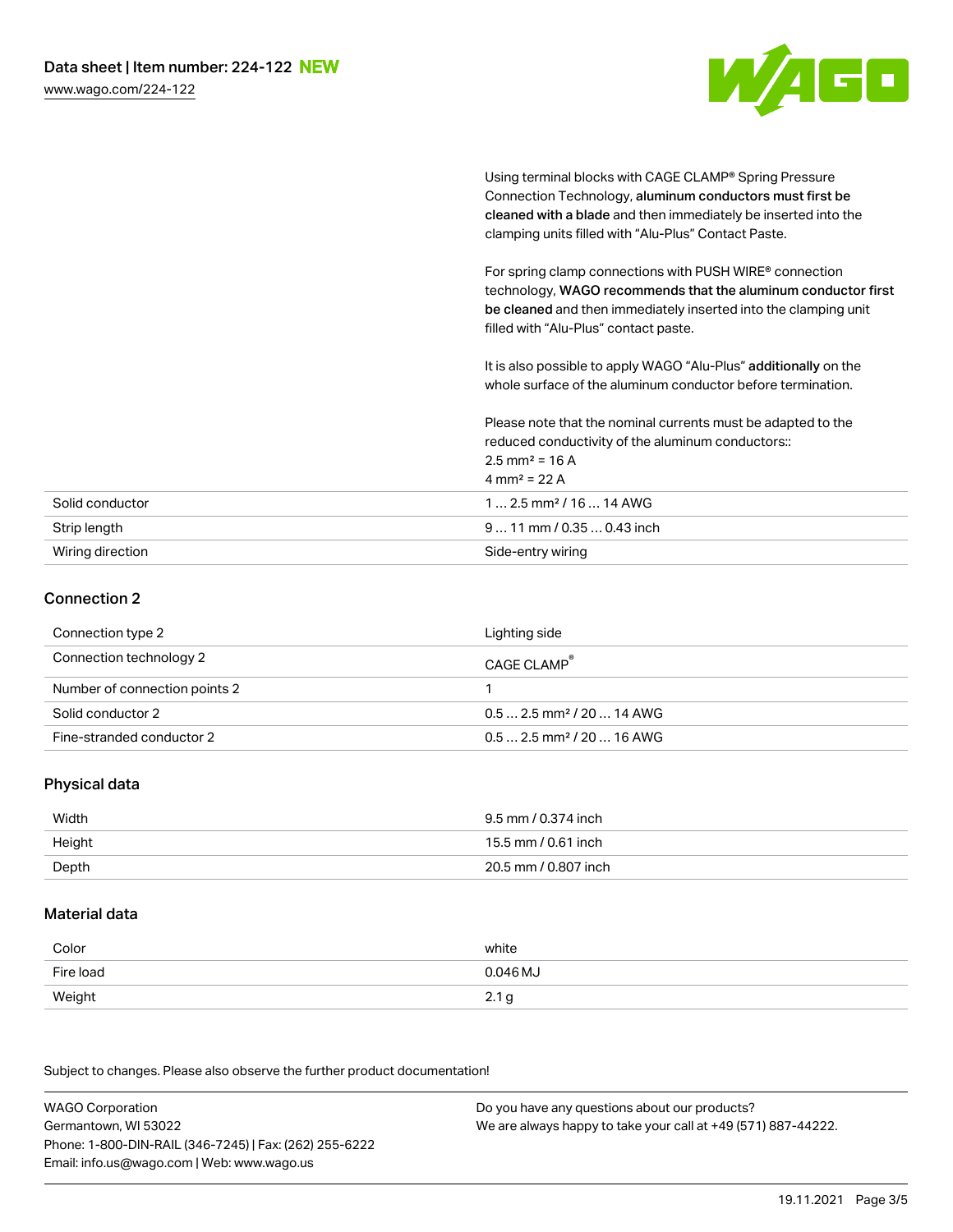| | |
|---|---|
| | Using terminal blocks with CAGE CLAMP® Spring Pressure Connection Technology, **aluminum conductors must first be cleaned with a blade** and then immediately be inserted into the clamping units filled with "Alu-Plus" Contact Paste.<br><br>For spring clamp connections with PUSH WIRE® connection technology, **WAGO recommends that the aluminum conductor first be cleaned** and then immediately inserted into the clamping unit filled with "Alu-Plus" contact paste.<br><br>It is also possible to apply WAGO "Alu-Plus" **additionally** on the whole surface of the aluminum conductor before termination.<br><br>Please note that the nominal currents must be adapted to the reduced conductivity of the aluminum conductors::<br>2.5 mm² = 16 A<br>4 mm² = 22 A |
| Solid conductor | 1 … 2.5 mm² / 16 … 14 AWG |
| Strip length | 9 … 11 mm / 0.35 … 0.43 inch |
| Wiring direction | Side-entry wiring |

## Connection 2

| | |
|---|---|
| Connection type 2 | Lighting side |
| Connection technology 2 | CAGE CLAMP® |
| Number of connection points 2 | 1 |
| Solid conductor 2 | 0.5 … 2.5 mm² / 20 … 14 AWG |
| Fine-stranded conductor 2 | 0.5 … 2.5 mm² / 20 … 16 AWG |

## Physical data

| | |
|---|---|
| Width | 9.5 mm / 0.374 inch |
| Height | 15.5 mm / 0.61 inch |
| Depth | 20.5 mm / 0.807 inch |

## Material data

| | |
|---|---|
| Color | white |
| Fire load | 0.046 MJ |
| Weight | 2.1 g |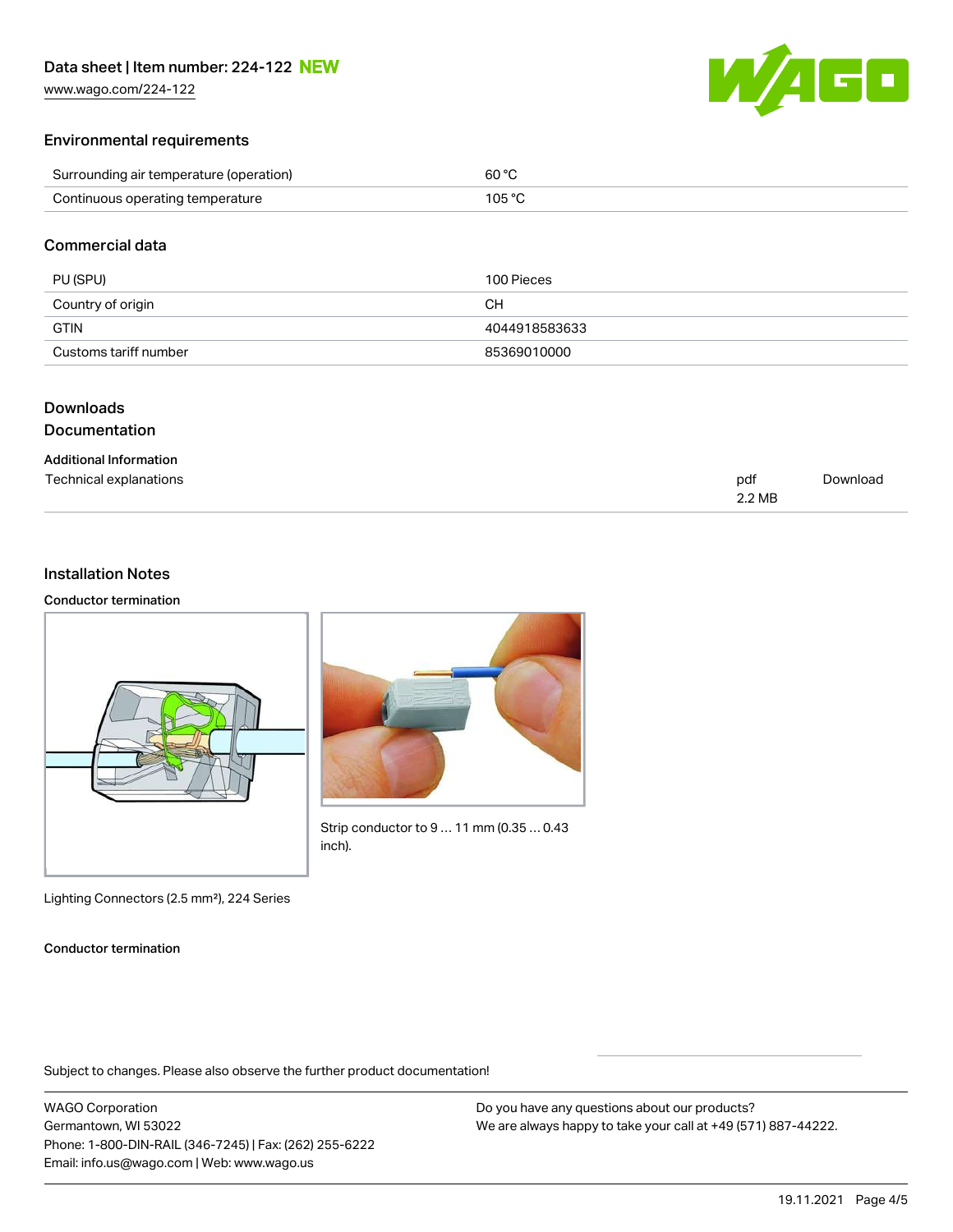## Environmental requirements

| | |
|---|---|
| Surrounding air temperature (operation) | 60 °C |
| Continuous operating temperature | 105 °C |

## Commercial data

| | |
|---|---|
| PU (SPU) | 100 Pieces |
| Country of origin | CH |
| GTIN | 4044918583633 |
| Customs tariff number | 85369010000 |

## Downloads
## Documentation

### Additional Information

| | | |
|---|---|---|
| Technical explanations | pdf 2.2 MB | Download |

## Installation Notes

### Conductor termination

Lighting Connectors (2.5 mm²), 224 Series

Strip conductor to 9 … 11 mm (0.35 … 0.43 inch).

### Conductor termination

Subject to changes. Please also observe the further product documentation!

WAGO Corporation
Germantown, WI 53022
Phone: 1-800-DIN-RAIL (346-7245) | Fax: (262) 255-6222
Email: info.us@wago.com | Web: www.wago.us

Do you have any questions about our products?
We are always happy to take your call at +49 (571) 887-44222.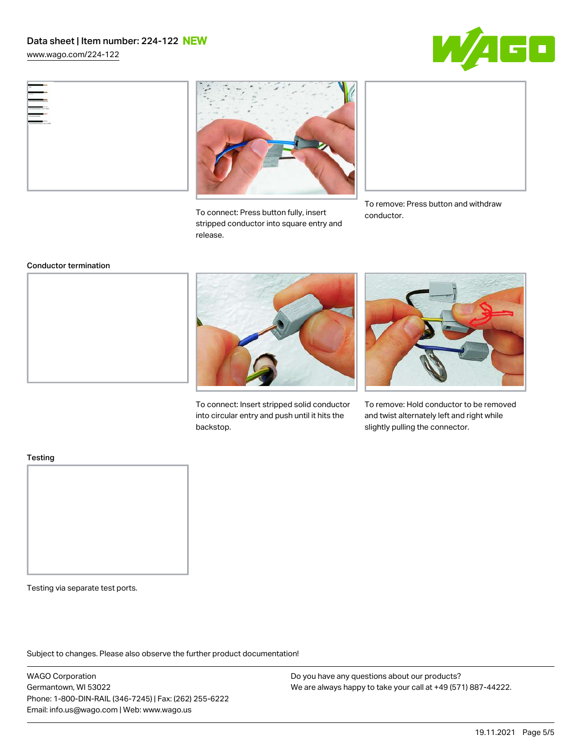To connect: Press button fully, insert stripped conductor into square entry and release.

To remove: Press button and withdraw conductor.

Conductor termination

To connect: Insert stripped solid conductor into circular entry and push until it hits the backstop.

To remove: Hold conductor to be removed and twist alternately left and right while slightly pulling the connector.

Testing

Testing via separate test ports.

Subject to changes. Please also observe the further product documentation!

WAGO Corporation
Germantown, WI 53022
Phone: 1-800-DIN-RAIL (346-7245) | Fax: (262) 255-6222
Email: info.us@wago.com | Web: www.wago.us

Do you have any questions about our products?
We are always happy to take your call at +49 (571) 887-44222.